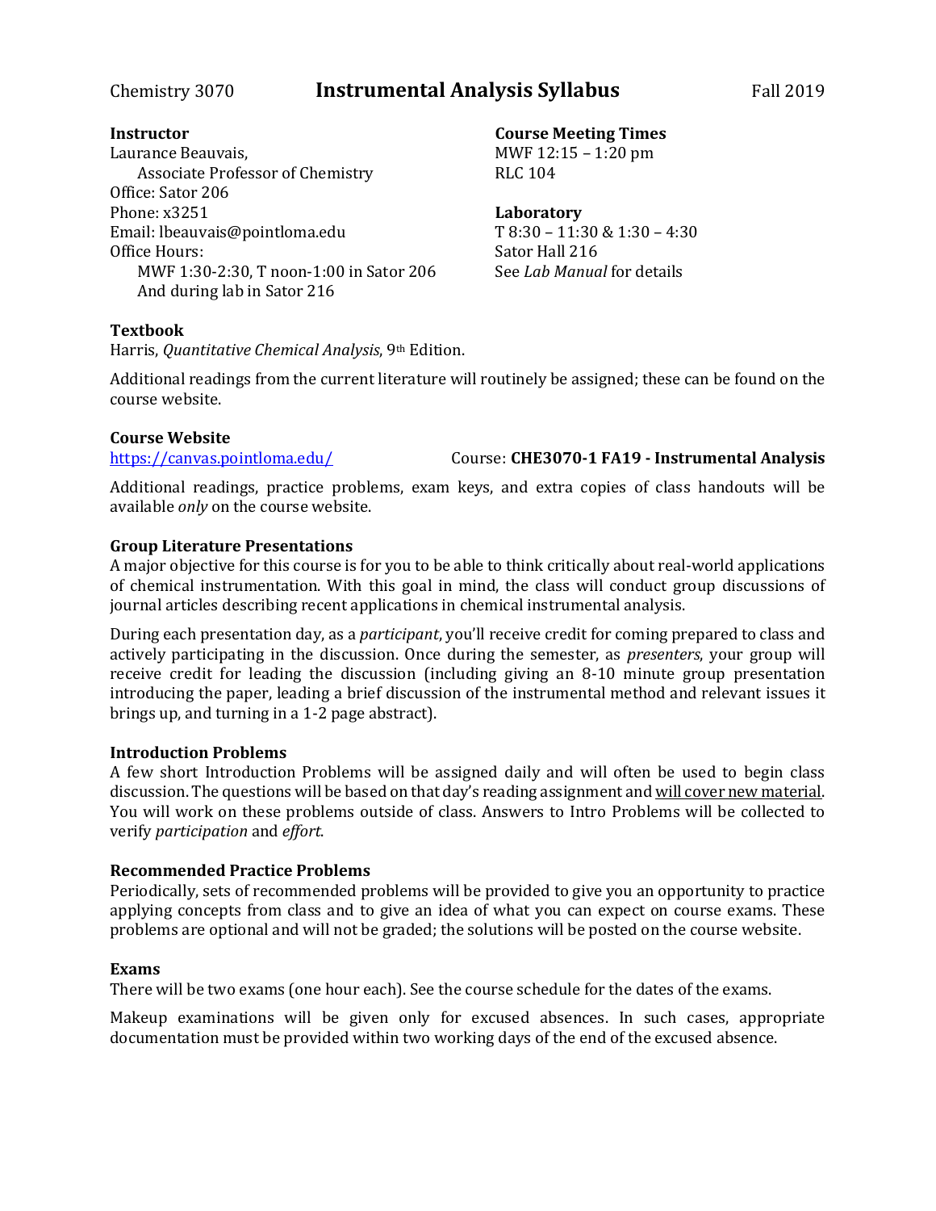Chemistry 3070 **Instrumental Analysis Syllabus** Fall 2019

**Instructor**
Laurance Beauvais,
Associate Professor of Chemistry
Office: Sator 206
Phone: x3251
Email: lbeauvais@pointloma.edu
Office Hours:
MWF 1:30-2:30, T noon-1:00 in Sator 206
And during lab in Sator 216

**Course Meeting Times**
MWF 12:15 – 1:20 pm
RLC 104

**Laboratory**
T 8:30 – 11:30 & 1:30 – 4:30
Sator Hall 216
See *Lab Manual* for details

**Textbook**
Harris, *Quantitative Chemical Analysis*, 9th Edition.

Additional readings from the current literature will routinely be assigned; these can be found on the course website.

**Course Website**
https://canvas.pointloma.edu/ Course: **CHE3070-1 FA19 - Instrumental Analysis**

Additional readings, practice problems, exam keys, and extra copies of class handouts will be available *only* on the course website.

**Group Literature Presentations**
A major objective for this course is for you to be able to think critically about real-world applications of chemical instrumentation. With this goal in mind, the class will conduct group discussions of journal articles describing recent applications in chemical instrumental analysis.

During each presentation day, as a *participant*, you'll receive credit for coming prepared to class and actively participating in the discussion. Once during the semester, as *presenters*, your group will receive credit for leading the discussion (including giving an 8-10 minute group presentation introducing the paper, leading a brief discussion of the instrumental method and relevant issues it brings up, and turning in a 1-2 page abstract).

**Introduction Problems**
A few short Introduction Problems will be assigned daily and will often be used to begin class discussion. The questions will be based on that day's reading assignment and will cover new material. You will work on these problems outside of class. Answers to Intro Problems will be collected to verify *participation* and *effort*.

**Recommended Practice Problems**
Periodically, sets of recommended problems will be provided to give you an opportunity to practice applying concepts from class and to give an idea of what you can expect on course exams. These problems are optional and will not be graded; the solutions will be posted on the course website.

**Exams**
There will be two exams (one hour each). See the course schedule for the dates of the exams.

Makeup examinations will be given only for excused absences. In such cases, appropriate documentation must be provided within two working days of the end of the excused absence.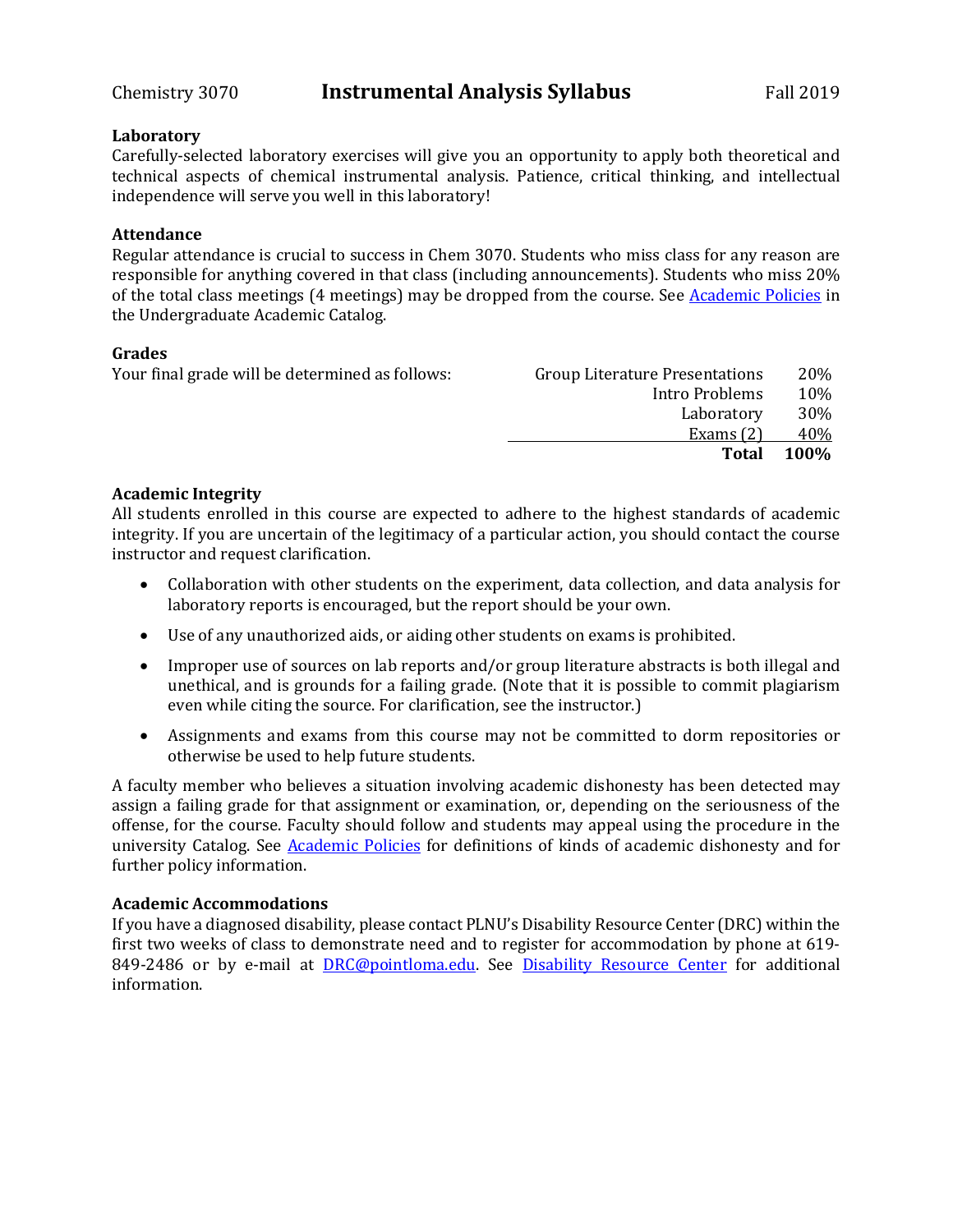### Laboratory

Carefully-selected laboratory exercises will give you an opportunity to apply both theoretical and technical aspects of chemical instrumental analysis. Patience, critical thinking, and intellectual independence will serve you well in this laboratory!

### Attendance

Regular attendance is crucial to success in Chem 3070. Students who miss class for any reason are responsible for anything covered in that class (including announcements). Students who miss 20% of the total class meetings (4 meetings) may be dropped from the course. See Academic Policies in the Undergraduate Academic Catalog.

### Grades

Your final grade will be determined as follows:

| Component | Weight |
|---|---|
| Group Literature Presentations | 20% |
| Intro Problems | 10% |
| Laboratory | 30% |
| Exams (2) | 40% |
| **Total** | **100%** |

### Academic Integrity

All students enrolled in this course are expected to adhere to the highest standards of academic integrity. If you are uncertain of the legitimacy of a particular action, you should contact the course instructor and request clarification.

- Collaboration with other students on the experiment, data collection, and data analysis for laboratory reports is encouraged, but the report should be your own.
- Use of any unauthorized aids, or aiding other students on exams is prohibited.
- Improper use of sources on lab reports and/or group literature abstracts is both illegal and unethical, and is grounds for a failing grade. (Note that it is possible to commit plagiarism even while citing the source. For clarification, see the instructor.)
- Assignments and exams from this course may not be committed to dorm repositories or otherwise be used to help future students.

A faculty member who believes a situation involving academic dishonesty has been detected may assign a failing grade for that assignment or examination, or, depending on the seriousness of the offense, for the course. Faculty should follow and students may appeal using the procedure in the university Catalog. See Academic Policies for definitions of kinds of academic dishonesty and for further policy information.

### Academic Accommodations

If you have a diagnosed disability, please contact PLNU's Disability Resource Center (DRC) within the first two weeks of class to demonstrate need and to register for accommodation by phone at 619-849-2486 or by e-mail at DRC@pointloma.edu. See Disability Resource Center for additional information.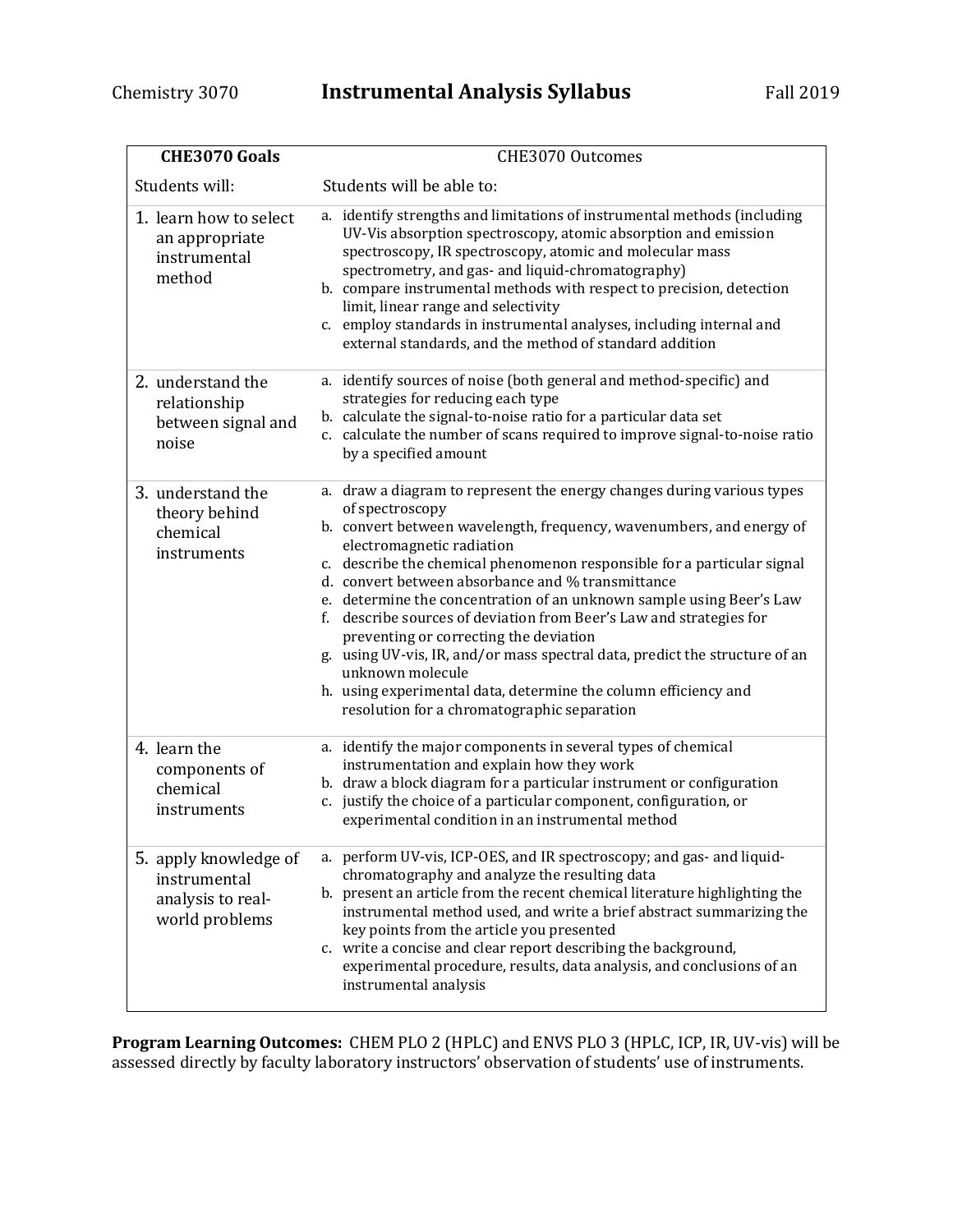Chemistry 3070 **Instrumental Analysis Syllabus** Fall 2019

| **CHE3070 Goals** | CHE3070 Outcomes |
| --- | --- |
| Students will: | Students will be able to: |
| 1. learn how to select an appropriate instrumental method | a. identify strengths and limitations of instrumental methods (including UV-Vis absorption spectroscopy, atomic absorption and emission spectroscopy, IR spectroscopy, atomic and molecular mass spectrometry, and gas- and liquid-chromatography)<br>b. compare instrumental methods with respect to precision, detection limit, linear range and selectivity<br>c. employ standards in instrumental analyses, including internal and external standards, and the method of standard addition |
| 2. understand the relationship between signal and noise | a. identify sources of noise (both general and method-specific) and strategies for reducing each type<br>b. calculate the signal-to-noise ratio for a particular data set<br>c. calculate the number of scans required to improve signal-to-noise ratio by a specified amount |
| 3. understand the theory behind chemical instruments | a. draw a diagram to represent the energy changes during various types of spectroscopy<br>b. convert between wavelength, frequency, wavenumbers, and energy of electromagnetic radiation<br>c. describe the chemical phenomenon responsible for a particular signal<br>d. convert between absorbance and % transmittance<br>e. determine the concentration of an unknown sample using Beer's Law<br>f. describe sources of deviation from Beer's Law and strategies for preventing or correcting the deviation<br>g. using UV-vis, IR, and/or mass spectral data, predict the structure of an unknown molecule<br>h. using experimental data, determine the column efficiency and resolution for a chromatographic separation |
| 4. learn the components of chemical instruments | a. identify the major components in several types of chemical instrumentation and explain how they work<br>b. draw a block diagram for a particular instrument or configuration<br>c. justify the choice of a particular component, configuration, or experimental condition in an instrumental method |
| 5. apply knowledge of instrumental analysis to real-world problems | a. perform UV-vis, ICP-OES, and IR spectroscopy; and gas- and liquid-chromatography and analyze the resulting data<br>b. present an article from the recent chemical literature highlighting the instrumental method used, and write a brief abstract summarizing the key points from the article you presented<br>c. write a concise and clear report describing the background, experimental procedure, results, data analysis, and conclusions of an instrumental analysis |

**Program Learning Outcomes:** CHEM PLO 2 (HPLC) and ENVS PLO 3 (HPLC, ICP, IR, UV-vis) will be assessed directly by faculty laboratory instructors' observation of students' use of instruments.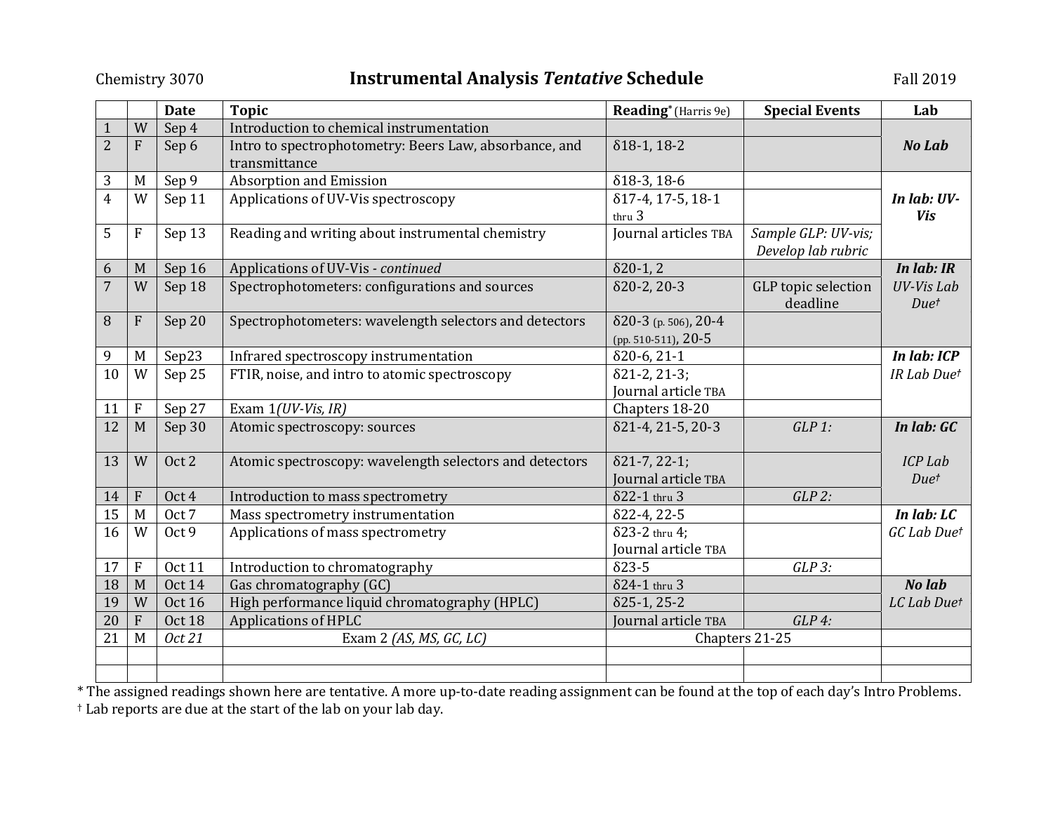Chemistry 3070 **Instrumental Analysis *Tentative* Schedule** Fall 2019

| | | Date | Topic | Reading* (Harris 9e) | Special Events | Lab |
|---|---|---|---|---|---|---|
| 1 | W | Sep 4 | Introduction to chemical instrumentation | | | ***No Lab*** |
| 2 | F | Sep 6 | Intro to spectrophotometry: Beers Law, absorbance, and transmittance | δ18-1, 18-2 | | |
| 3 | M | Sep 9 | Absorption and Emission | δ18-3, 18-6 | | ***In lab: UV-Vis*** |
| 4 | W | Sep 11 | Applications of UV-Vis spectroscopy | δ17-4, 17-5, 18-1 thru 3 | | |
| 5 | F | Sep 13 | Reading and writing about instrumental chemistry | Journal articles TBA | *Sample GLP: UV-vis; Develop lab rubric* | |
| 6 | M | Sep 16 | Applications of UV-Vis - *continued* | δ20-1, 2 | | ***In lab: IR*** *UV-Vis Lab Due†* |
| 7 | W | Sep 18 | Spectrophotometers: configurations and sources | δ20-2, 20-3 | GLP topic selection deadline | |
| 8 | F | Sep 20 | Spectrophotometers: wavelength selectors and detectors | δ20-3 (p. 506), 20-4 (pp. 510-511), 20-5 | | |
| 9 | M | Sep23 | Infrared spectroscopy instrumentation | δ20-6, 21-1 | | ***In lab: ICP*** *IR Lab Due†* |
| 10 | W | Sep 25 | FTIR, noise, and intro to atomic spectroscopy | δ21-2, 21-3; Journal article TBA | | |
| 11 | F | Sep 27 | Exam 1*(UV-Vis, IR)* | Chapters 18-20 | | |
| 12 | M | Sep 30 | Atomic spectroscopy: sources | δ21-4, 21-5, 20-3 | *GLP 1:* | ***In lab: GC*** *ICP Lab Due†* |
| 13 | W | Oct 2 | Atomic spectroscopy: wavelength selectors and detectors | δ21-7, 22-1; Journal article TBA | | |
| 14 | F | Oct 4 | Introduction to mass spectrometry | δ22-1 thru 3 | *GLP 2:* | |
| 15 | M | Oct 7 | Mass spectrometry instrumentation | δ22-4, 22-5 | | ***In lab: LC*** *GC Lab Due†* |
| 16 | W | Oct 9 | Applications of mass spectrometry | δ23-2 thru 4; Journal article TBA | | |
| 17 | F | Oct 11 | Introduction to chromatography | δ23-5 | *GLP 3:* | |
| 18 | M | Oct 14 | Gas chromatography (GC) | δ24-1 thru 3 | | ***No lab*** *LC Lab Due†* |
| 19 | W | Oct 16 | High performance liquid chromatography (HPLC) | δ25-1, 25-2 | | |
| 20 | F | Oct 18 | Applications of HPLC | Journal article TBA | *GLP 4:* | |
| 21 | M | *Oct 21* | Exam 2 *(AS, MS, GC, LC)* | Chapters 21-25 | | |
| | | | | | | |
| | | | | | | |

\* The assigned readings shown here are tentative. A more up-to-date reading assignment can be found at the top of each day's Intro Problems.

† Lab reports are due at the start of the lab on your lab day.